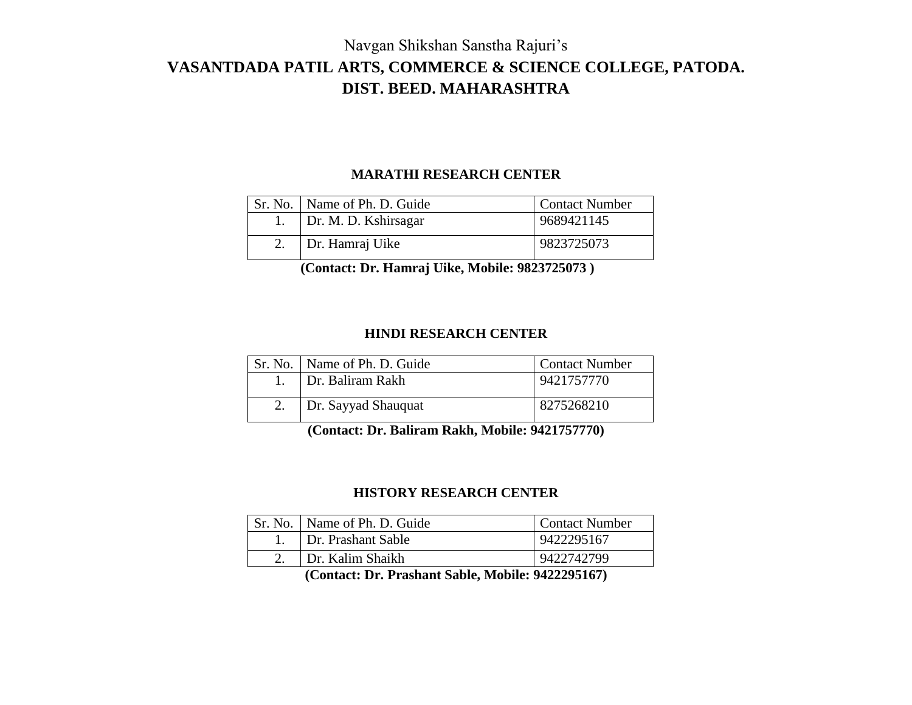Navgan Shikshan Sanstha Rajuri's

# VASANTDADA PATIL ARTS, COMMERCE & SCIENCE COLLEGE, PATODA.
# DIST. BEED. MAHARASHTRA

## MARATHI RESEARCH CENTER

| Sr. No. | Name of Ph. D. Guide | Contact Number |
|---|---|---|
| 1. | Dr. M. D. Kshirsagar | 9689421145 |
| 2. | Dr. Hamraj Uike | 9823725073 |

**(Contact: Dr. Hamraj Uike, Mobile: 9823725073 )**

## HINDI RESEARCH CENTER

| Sr. No. | Name of Ph. D. Guide | Contact Number |
|---|---|---|
| 1. | Dr. Baliram Rakh | 9421757770 |
| 2. | Dr. Sayyad Shauquat | 8275268210 |

**(Contact: Dr. Baliram Rakh, Mobile: 9421757770)**

## HISTORY RESEARCH CENTER

| Sr. No. | Name of Ph. D. Guide | Contact Number |
|---|---|---|
| 1. | Dr. Prashant Sable | 9422295167 |
| 2. | Dr. Kalim Shaikh | 9422742799 |

**(Contact: Dr. Prashant Sable, Mobile: 9422295167)**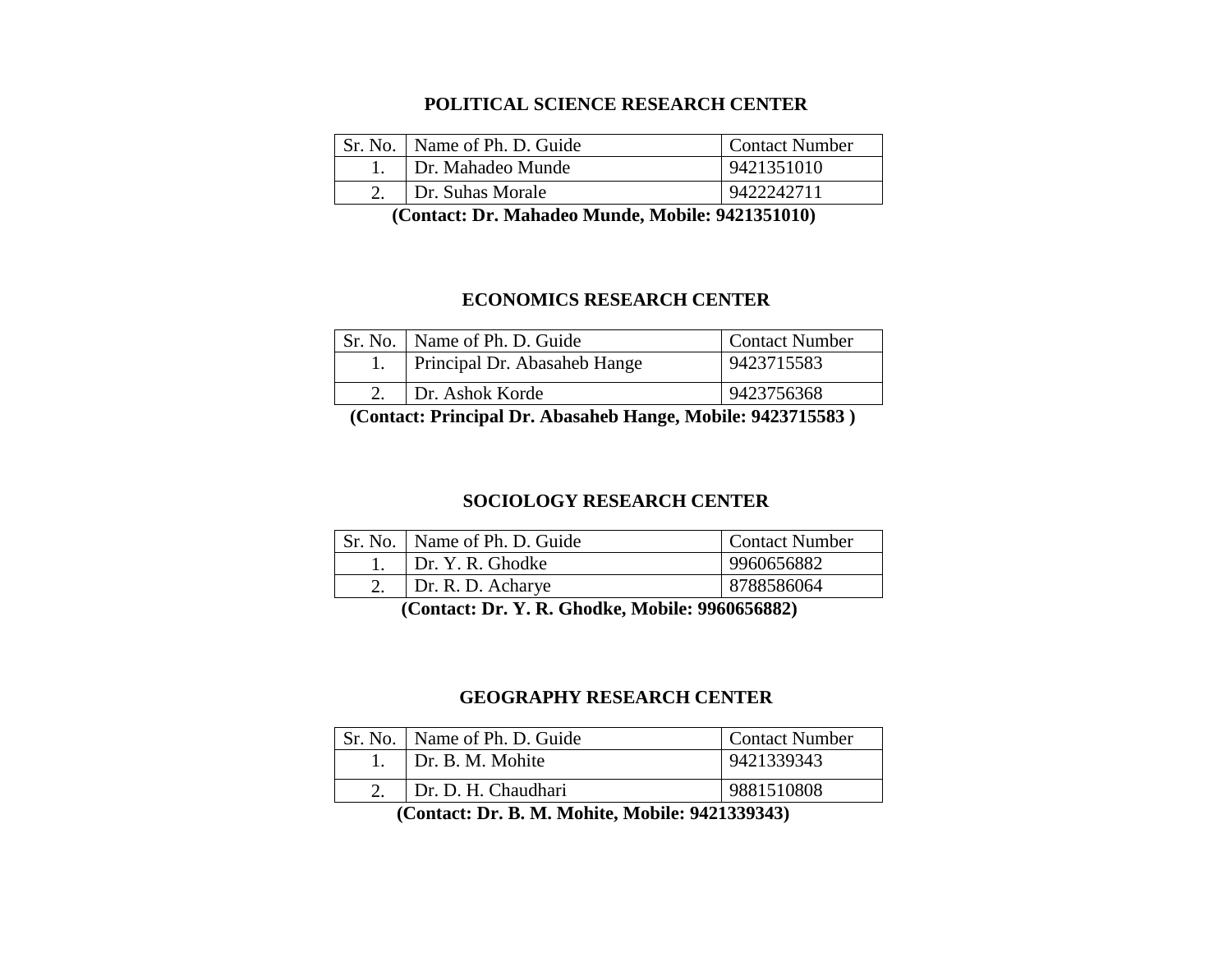## POLITICAL SCIENCE RESEARCH CENTER

| Sr. No. | Name of Ph. D. Guide | Contact Number |
|---|---|---|
| 1. | Dr. Mahadeo Munde | 9421351010 |
| 2. | Dr. Suhas Morale | 9422242711 |

**(Contact: Dr. Mahadeo Munde, Mobile: 9421351010)**

## ECONOMICS RESEARCH CENTER

| Sr. No. | Name of Ph. D. Guide | Contact Number |
|---|---|---|
| 1. | Principal Dr. Abasaheb Hange | 9423715583 |
| 2. | Dr. Ashok Korde | 9423756368 |

**(Contact: Principal Dr. Abasaheb Hange, Mobile: 9423715583 )**

## SOCIOLOGY RESEARCH CENTER

| Sr. No. | Name of Ph. D. Guide | Contact Number |
|---|---|---|
| 1. | Dr. Y. R. Ghodke | 9960656882 |
| 2. | Dr. R. D. Acharye | 8788586064 |

**(Contact: Dr. Y. R. Ghodke, Mobile: 9960656882)**

## GEOGRAPHY RESEARCH CENTER

| Sr. No. | Name of Ph. D. Guide | Contact Number |
|---|---|---|
| 1. | Dr. B. M. Mohite | 9421339343 |
| 2. | Dr. D. H. Chaudhari | 9881510808 |

**(Contact: Dr. B. M. Mohite, Mobile: 9421339343)**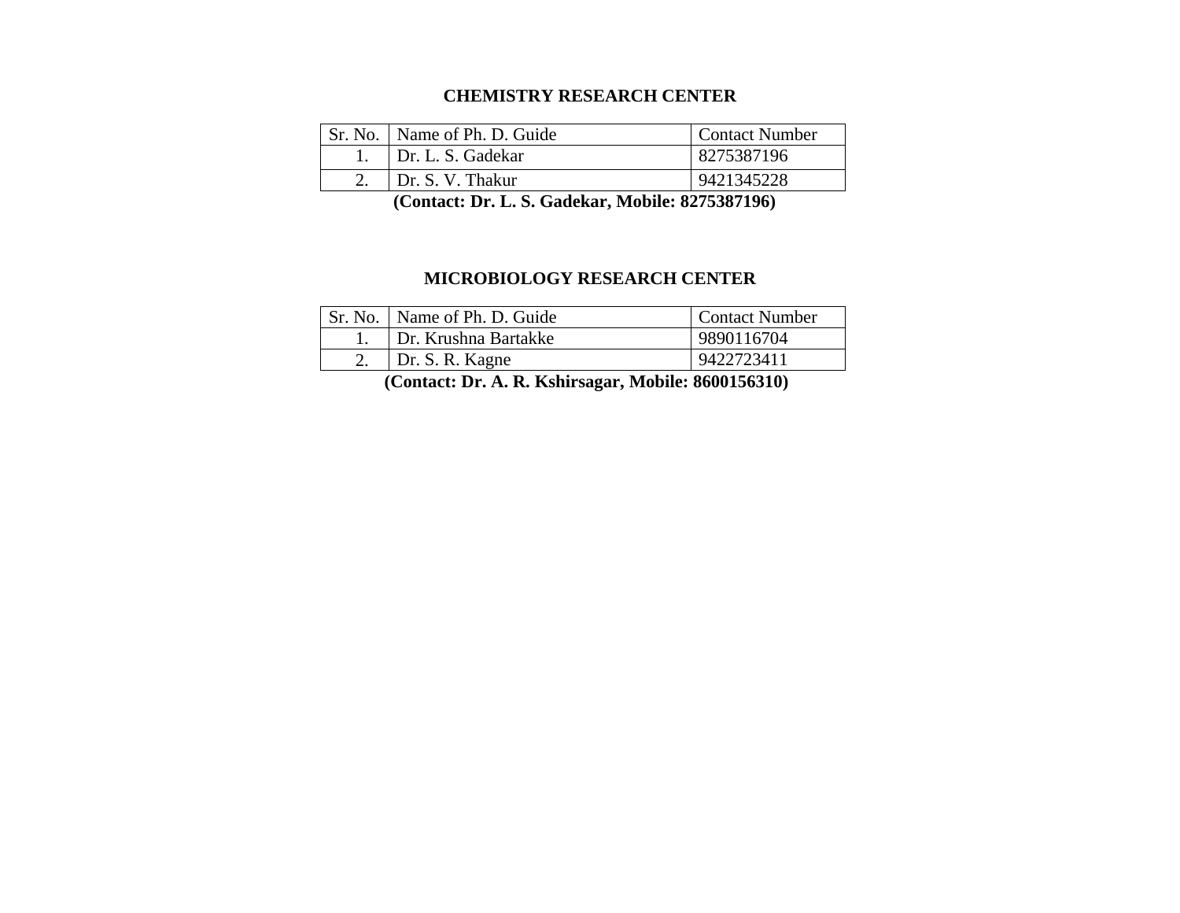## CHEMISTRY RESEARCH CENTER

| Sr. No. | Name of Ph. D. Guide | Contact Number |
|---|---|---|
| 1. | Dr. L. S. Gadekar | 8275387196 |
| 2. | Dr. S. V. Thakur | 9421345228 |

**(Contact: Dr. L. S. Gadekar, Mobile: 8275387196)**

## MICROBIOLOGY RESEARCH CENTER

| Sr. No. | Name of Ph. D. Guide | Contact Number |
|---|---|---|
| 1. | Dr. Krushna Bartakke | 9890116704 |
| 2. | Dr. S. R. Kagne | 9422723411 |

**(Contact: Dr. A. R. Kshirsagar, Mobile: 8600156310)**